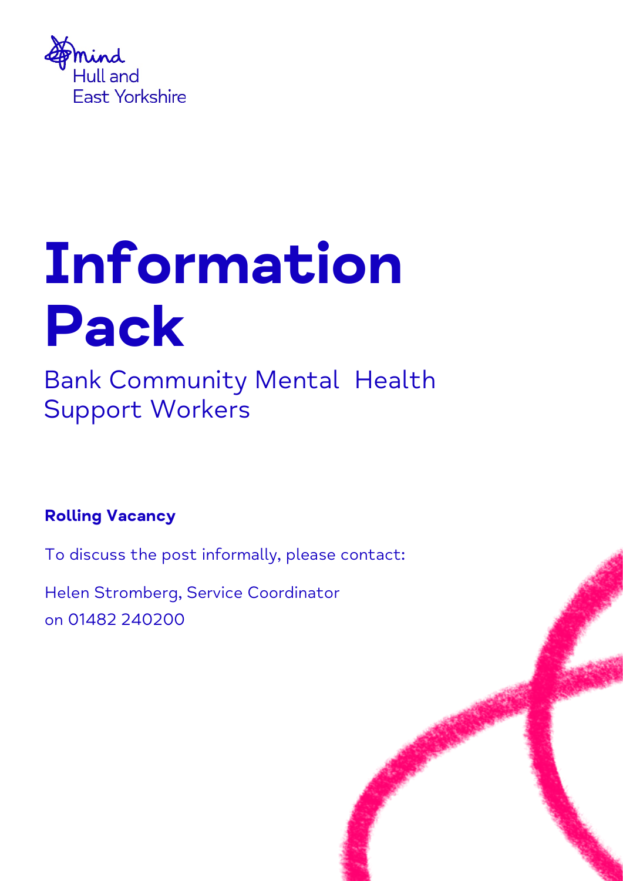Mind
Hull and
East Yorkshire

# Information Pack

## Bank Community Mental Health Support Workers

**Rolling Vacancy**

To discuss the post informally, please contact:

Helen Stromberg, Service Coordinator
on 01482 240200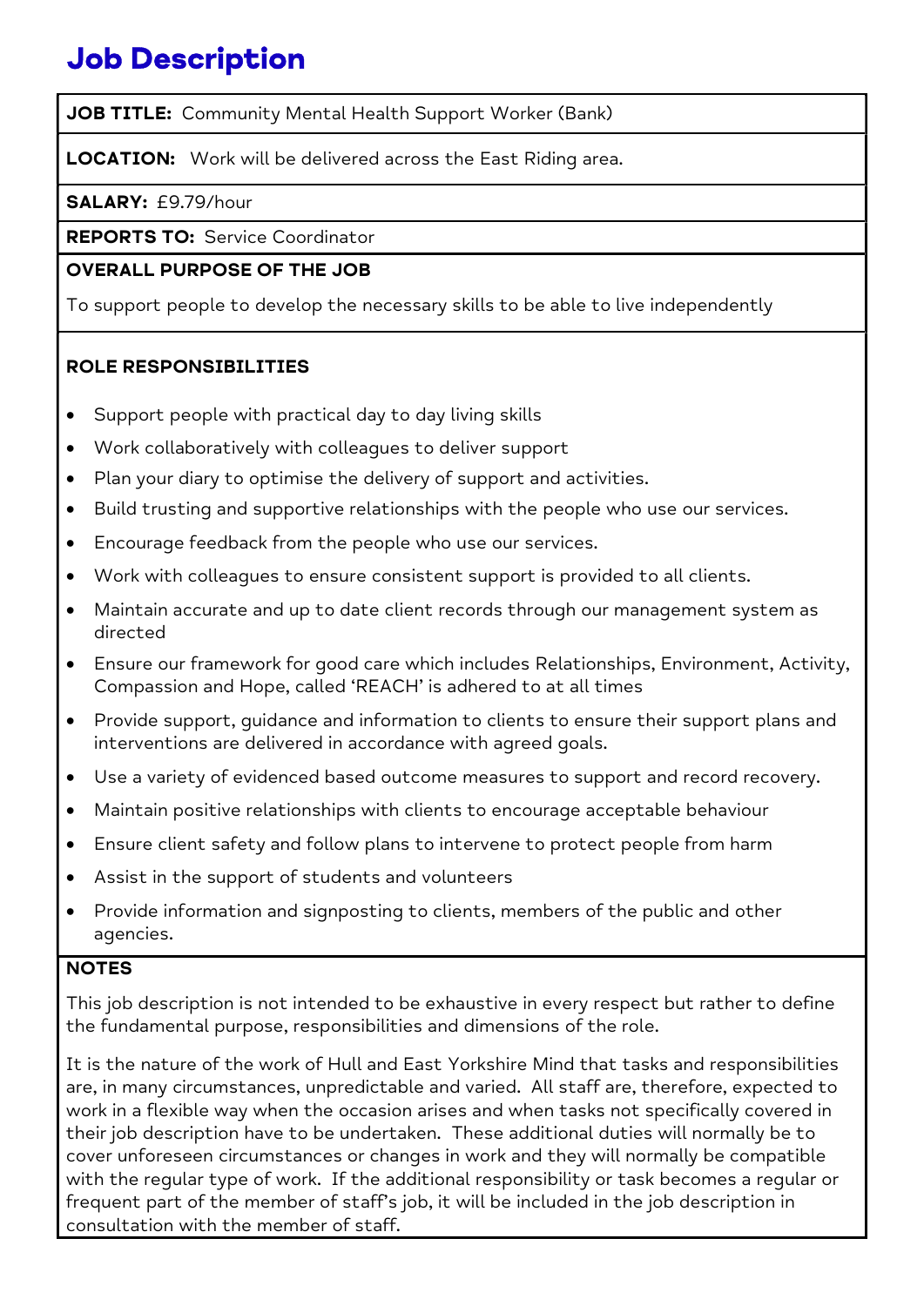# Job Description

**JOB TITLE:** Community Mental Health Support Worker (Bank)

**LOCATION:** Work will be delivered across the East Riding area.

**SALARY:** £9.79/hour

**REPORTS TO:** Service Coordinator

**OVERALL PURPOSE OF THE JOB**

To support people to develop the necessary skills to be able to live independently

**ROLE RESPONSIBILITIES**

- Support people with practical day to day living skills
- Work collaboratively with colleagues to deliver support
- Plan your diary to optimise the delivery of support and activities.
- Build trusting and supportive relationships with the people who use our services.
- Encourage feedback from the people who use our services.
- Work with colleagues to ensure consistent support is provided to all clients.
- Maintain accurate and up to date client records through our management system as directed
- Ensure our framework for good care which includes Relationships, Environment, Activity, Compassion and Hope, called 'REACH' is adhered to at all times
- Provide support, guidance and information to clients to ensure their support plans and interventions are delivered in accordance with agreed goals.
- Use a variety of evidenced based outcome measures to support and record recovery.
- Maintain positive relationships with clients to encourage acceptable behaviour
- Ensure client safety and follow plans to intervene to protect people from harm
- Assist in the support of students and volunteers
- Provide information and signposting to clients, members of the public and other agencies.

**NOTES**

This job description is not intended to be exhaustive in every respect but rather to define the fundamental purpose, responsibilities and dimensions of the role.

It is the nature of the work of Hull and East Yorkshire Mind that tasks and responsibilities are, in many circumstances, unpredictable and varied. All staff are, therefore, expected to work in a flexible way when the occasion arises and when tasks not specifically covered in their job description have to be undertaken. These additional duties will normally be to cover unforeseen circumstances or changes in work and they will normally be compatible with the regular type of work. If the additional responsibility or task becomes a regular or frequent part of the member of staff's job, it will be included in the job description in consultation with the member of staff.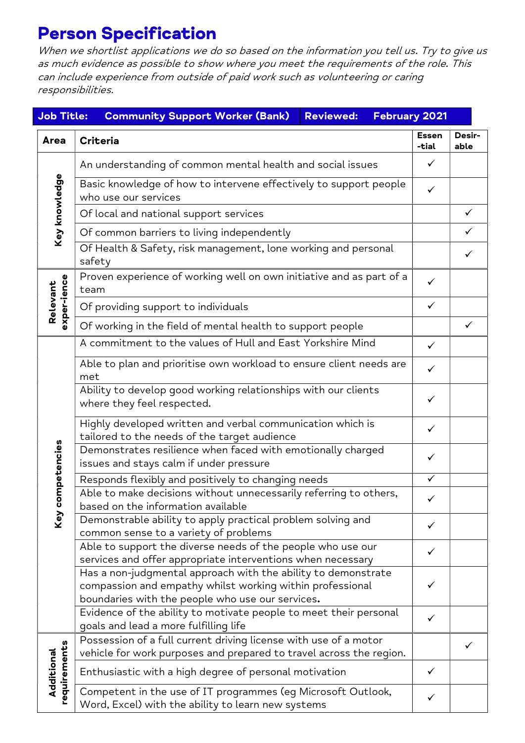# Person Specification

*When we shortlist applications we do so based on the information you tell us. Try to give us as much evidence as possible to show where you meet the requirements of the role. This can include experience from outside of paid work such as volunteering or caring responsibilities.*

| **Job Title:** | **Community Support Worker (Bank)** | **Reviewed:** | **February 2021** |
|---|---|---|---|

| Area | Criteria | Essential | Desirable |
|---|---|---|---|
| **Key knowledge** | An understanding of common mental health and social issues | ✓ | |
| | Basic knowledge of how to intervene effectively to support people who use our services | ✓ | |
| | Of local and national support services | | ✓ |
| | Of common barriers to living independently | | ✓ |
| | Of Health & Safety, risk management, lone working and personal safety | | ✓ |
| **Relevant experience** | Proven experience of working well on own initiative and as part of a team | ✓ | |
| | Of providing support to individuals | ✓ | |
| | Of working in the field of mental health to support people | | ✓ |
| **Key competencies** | A commitment to the values of Hull and East Yorkshire Mind | ✓ | |
| | Able to plan and prioritise own workload to ensure client needs are met | ✓ | |
| | Ability to develop good working relationships with our clients where they feel respected. | ✓ | |
| | Highly developed written and verbal communication which is tailored to the needs of the target audience | ✓ | |
| | Demonstrates resilience when faced with emotionally charged issues and stays calm if under pressure | ✓ | |
| | Responds flexibly and positively to changing needs | ✓ | |
| | Able to make decisions without unnecessarily referring to others, based on the information available | ✓ | |
| | Demonstrable ability to apply practical problem solving and common sense to a variety of problems | ✓ | |
| | Able to support the diverse needs of the people who use our services and offer appropriate interventions when necessary | ✓ | |
| | Has a non-judgmental approach with the ability to demonstrate compassion and empathy whilst working within professional boundaries with the people who use our services. | ✓ | |
| | Evidence of the ability to motivate people to meet their personal goals and lead a more fulfilling life | ✓ | |
| **Additional requirements** | Possession of a full current driving license with use of a motor vehicle for work purposes and prepared to travel across the region. | | ✓ |
| | Enthusiastic with a high degree of personal motivation | ✓ | |
| | Competent in the use of IT programmes (eg Microsoft Outlook, Word, Excel) with the ability to learn new systems | ✓ | |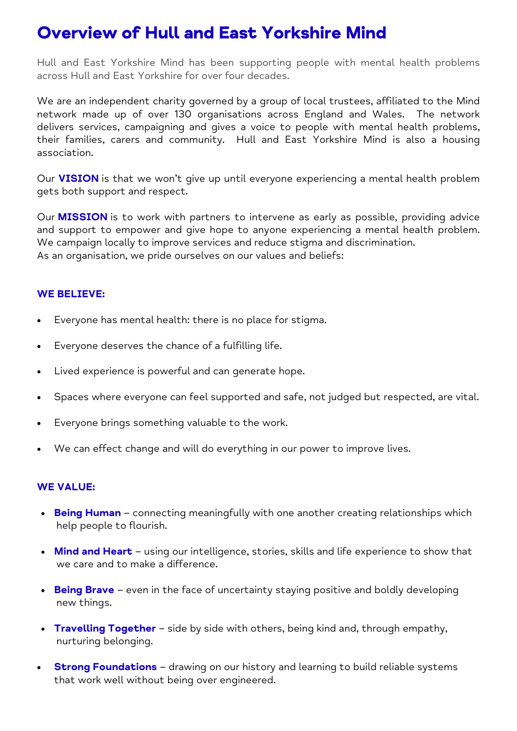# Overview of Hull and East Yorkshire Mind

Hull and East Yorkshire Mind has been supporting people with mental health problems across Hull and East Yorkshire for over four decades.

We are an independent charity governed by a group of local trustees, affiliated to the Mind network made up of over 130 organisations across England and Wales. The network delivers services, campaigning and gives a voice to people with mental health problems, their families, carers and community. Hull and East Yorkshire Mind is also a housing association.

Our **VISION** is that we won't give up until everyone experiencing a mental health problem gets both support and respect.

Our **MISSION** is to work with partners to intervene as early as possible, providing advice and support to empower and give hope to anyone experiencing a mental health problem. We campaign locally to improve services and reduce stigma and discrimination.
As an organisation, we pride ourselves on our values and beliefs:

**WE BELIEVE:**

- Everyone has mental health: there is no place for stigma.
- Everyone deserves the chance of a fulfilling life.
- Lived experience is powerful and can generate hope.
- Spaces where everyone can feel supported and safe, not judged but respected, are vital.
- Everyone brings something valuable to the work.
- We can effect change and will do everything in our power to improve lives.

**WE VALUE:**

- **Being Human** – connecting meaningfully with one another creating relationships which help people to flourish.
- **Mind and Heart** – using our intelligence, stories, skills and life experience to show that we care and to make a difference.
- **Being Brave** – even in the face of uncertainty staying positive and boldly developing new things.
- **Travelling Together** – side by side with others, being kind and, through empathy, nurturing belonging.
- **Strong Foundations** – drawing on our history and learning to build reliable systems that work well without being over engineered.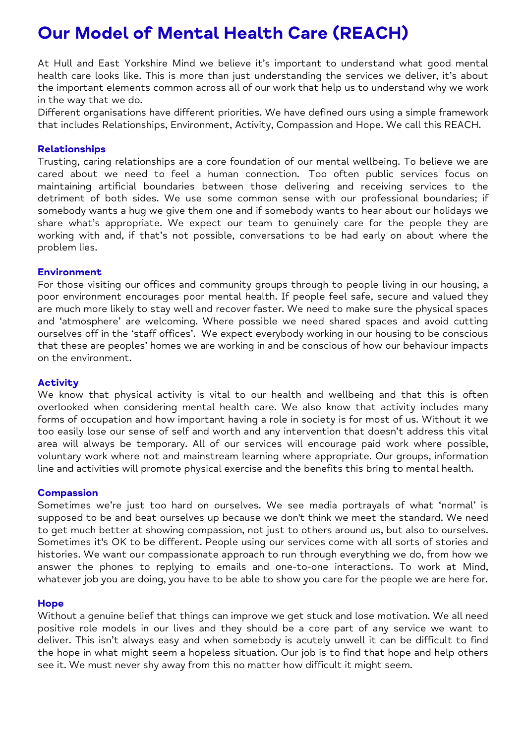# Our Model of Mental Health Care (REACH)

At Hull and East Yorkshire Mind we believe it's important to understand what good mental health care looks like. This is more than just understanding the services we deliver, it's about the important elements common across all of our work that help us to understand why we work in the way that we do.

Different organisations have different priorities. We have defined ours using a simple framework that includes Relationships, Environment, Activity, Compassion and Hope. We call this REACH.

### Relationships

Trusting, caring relationships are a core foundation of our mental wellbeing. To believe we are cared about we need to feel a human connection. Too often public services focus on maintaining artificial boundaries between those delivering and receiving services to the detriment of both sides. We use some common sense with our professional boundaries; if somebody wants a hug we give them one and if somebody wants to hear about our holidays we share what's appropriate. We expect our team to genuinely care for the people they are working with and, if that's not possible, conversations to be had early on about where the problem lies.

### Environment

For those visiting our offices and community groups through to people living in our housing, a poor environment encourages poor mental health. If people feel safe, secure and valued they are much more likely to stay well and recover faster. We need to make sure the physical spaces and 'atmosphere' are welcoming. Where possible we need shared spaces and avoid cutting ourselves off in the 'staff offices'. We expect everybody working in our housing to be conscious that these are peoples' homes we are working in and be conscious of how our behaviour impacts on the environment.

### Activity

We know that physical activity is vital to our health and wellbeing and that this is often overlooked when considering mental health care. We also know that activity includes many forms of occupation and how important having a role in society is for most of us. Without it we too easily lose our sense of self and worth and any intervention that doesn't address this vital area will always be temporary. All of our services will encourage paid work where possible, voluntary work where not and mainstream learning where appropriate. Our groups, information line and activities will promote physical exercise and the benefits this bring to mental health.

### Compassion

Sometimes we're just too hard on ourselves. We see media portrayals of what 'normal' is supposed to be and beat ourselves up because we don't think we meet the standard. We need to get much better at showing compassion, not just to others around us, but also to ourselves. Sometimes it's OK to be different. People using our services come with all sorts of stories and histories. We want our compassionate approach to run through everything we do, from how we answer the phones to replying to emails and one-to-one interactions. To work at Mind, whatever job you are doing, you have to be able to show you care for the people we are here for.

### Hope

Without a genuine belief that things can improve we get stuck and lose motivation. We all need positive role models in our lives and they should be a core part of any service we want to deliver. This isn't always easy and when somebody is acutely unwell it can be difficult to find the hope in what might seem a hopeless situation. Our job is to find that hope and help others see it. We must never shy away from this no matter how difficult it might seem.